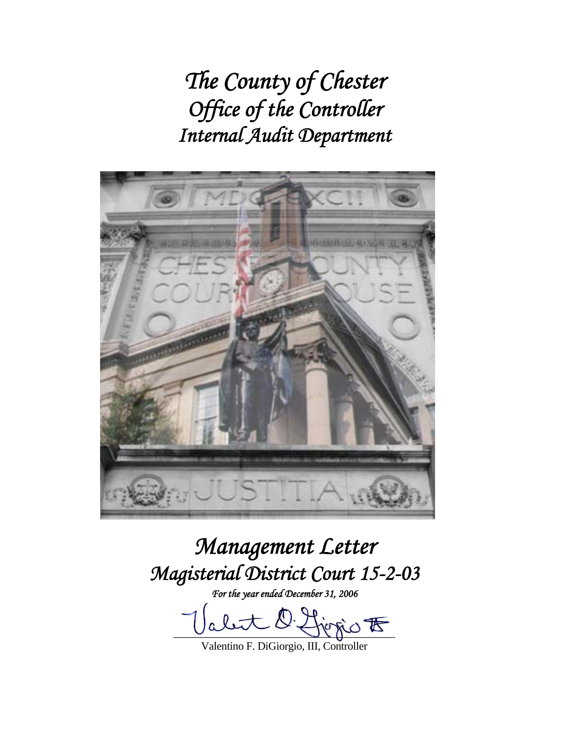# *The County of Chester*
# *Office of the Controller*
# *Internal Audit Department*

# *Management Letter*
# *Magisterial District Court 15-2-03*

*For the year ended December 31, 2006*

Valentino F. DiGiorgio, III, Controller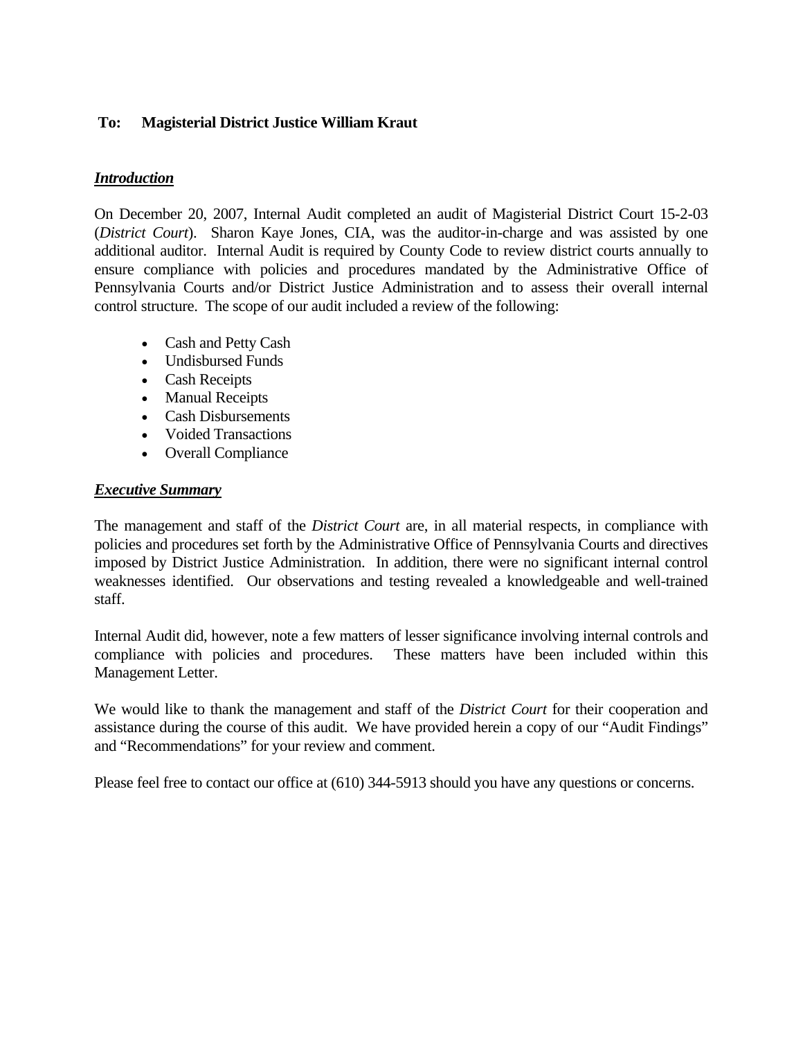**To: Magisterial District Justice William Kraut**

***Introduction***

On December 20, 2007, Internal Audit completed an audit of Magisterial District Court 15-2-03 (*District Court*). Sharon Kaye Jones, CIA, was the auditor-in-charge and was assisted by one additional auditor. Internal Audit is required by County Code to review district courts annually to ensure compliance with policies and procedures mandated by the Administrative Office of Pennsylvania Courts and/or District Justice Administration and to assess their overall internal control structure. The scope of our audit included a review of the following:

- Cash and Petty Cash
- Undisbursed Funds
- Cash Receipts
- Manual Receipts
- Cash Disbursements
- Voided Transactions
- Overall Compliance

***Executive Summary***

The management and staff of the *District Court* are, in all material respects, in compliance with policies and procedures set forth by the Administrative Office of Pennsylvania Courts and directives imposed by District Justice Administration. In addition, there were no significant internal control weaknesses identified. Our observations and testing revealed a knowledgeable and well-trained staff.

Internal Audit did, however, note a few matters of lesser significance involving internal controls and compliance with policies and procedures. These matters have been included within this Management Letter.

We would like to thank the management and staff of the *District Court* for their cooperation and assistance during the course of this audit. We have provided herein a copy of our "Audit Findings" and "Recommendations" for your review and comment.

Please feel free to contact our office at (610) 344-5913 should you have any questions or concerns.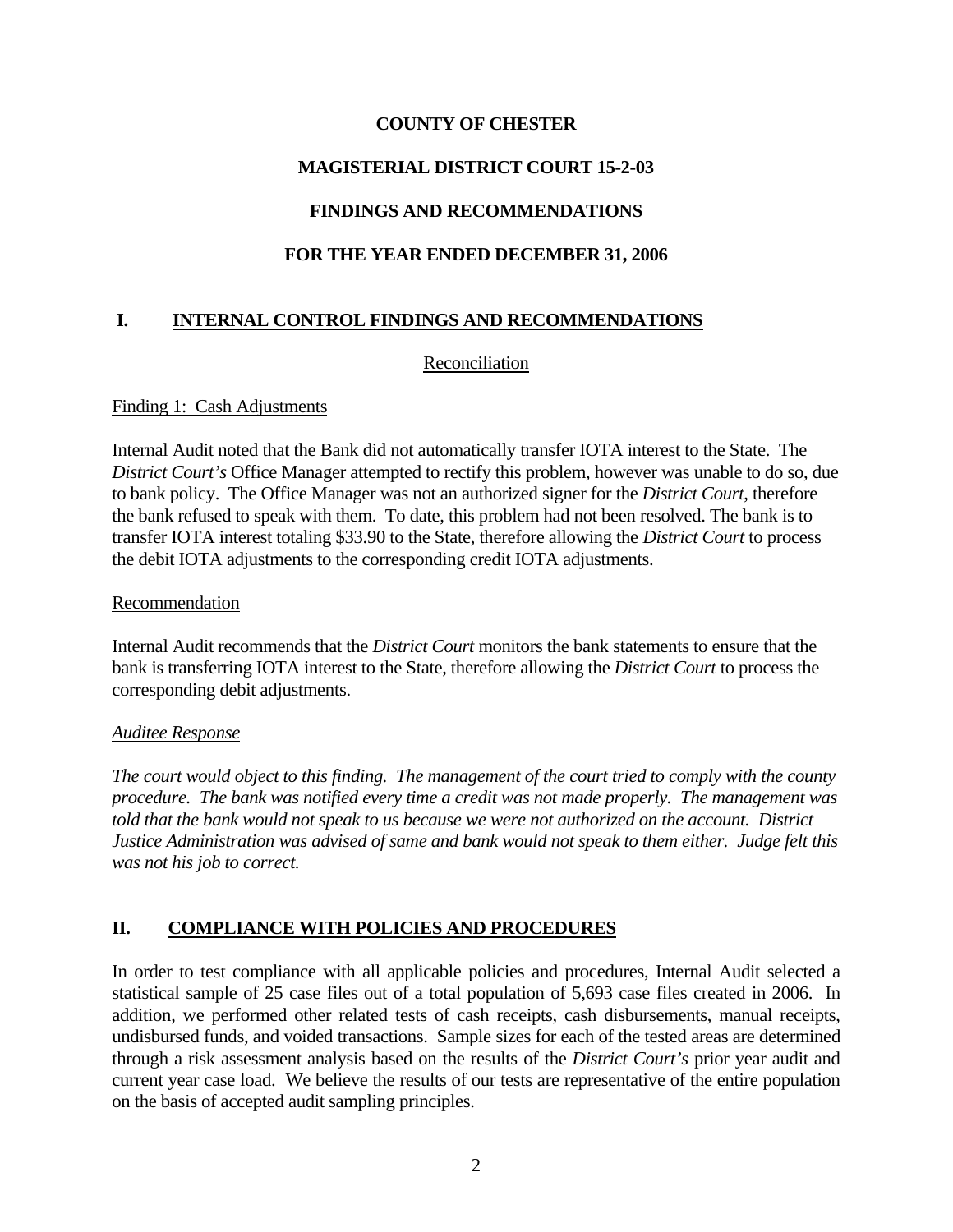**COUNTY OF CHESTER**

**MAGISTERIAL DISTRICT COURT 15-2-03**

**FINDINGS AND RECOMMENDATIONS**

**FOR THE YEAR ENDED DECEMBER 31, 2006**

## I. INTERNAL CONTROL FINDINGS AND RECOMMENDATIONS

### Reconciliation

Finding 1: Cash Adjustments

Internal Audit noted that the Bank did not automatically transfer IOTA interest to the State. The *District Court's* Office Manager attempted to rectify this problem, however was unable to do so, due to bank policy. The Office Manager was not an authorized signer for the *District Court*, therefore the bank refused to speak with them. To date, this problem had not been resolved. The bank is to transfer IOTA interest totaling $33.90 to the State, therefore allowing the *District Court* to process the debit IOTA adjustments to the corresponding credit IOTA adjustments.

Recommendation

Internal Audit recommends that the *District Court* monitors the bank statements to ensure that the bank is transferring IOTA interest to the State, therefore allowing the *District Court* to process the corresponding debit adjustments.

*Auditee Response*

*The court would object to this finding. The management of the court tried to comply with the county procedure. The bank was notified every time a credit was not made properly. The management was told that the bank would not speak to us because we were not authorized on the account. District Justice Administration was advised of same and bank would not speak to them either. Judge felt this was not his job to correct.*

## II. COMPLIANCE WITH POLICIES AND PROCEDURES

In order to test compliance with all applicable policies and procedures, Internal Audit selected a statistical sample of 25 case files out of a total population of 5,693 case files created in 2006. In addition, we performed other related tests of cash receipts, cash disbursements, manual receipts, undisbursed funds, and voided transactions. Sample sizes for each of the tested areas are determined through a risk assessment analysis based on the results of the *District Court's* prior year audit and current year case load. We believe the results of our tests are representative of the entire population on the basis of accepted audit sampling principles.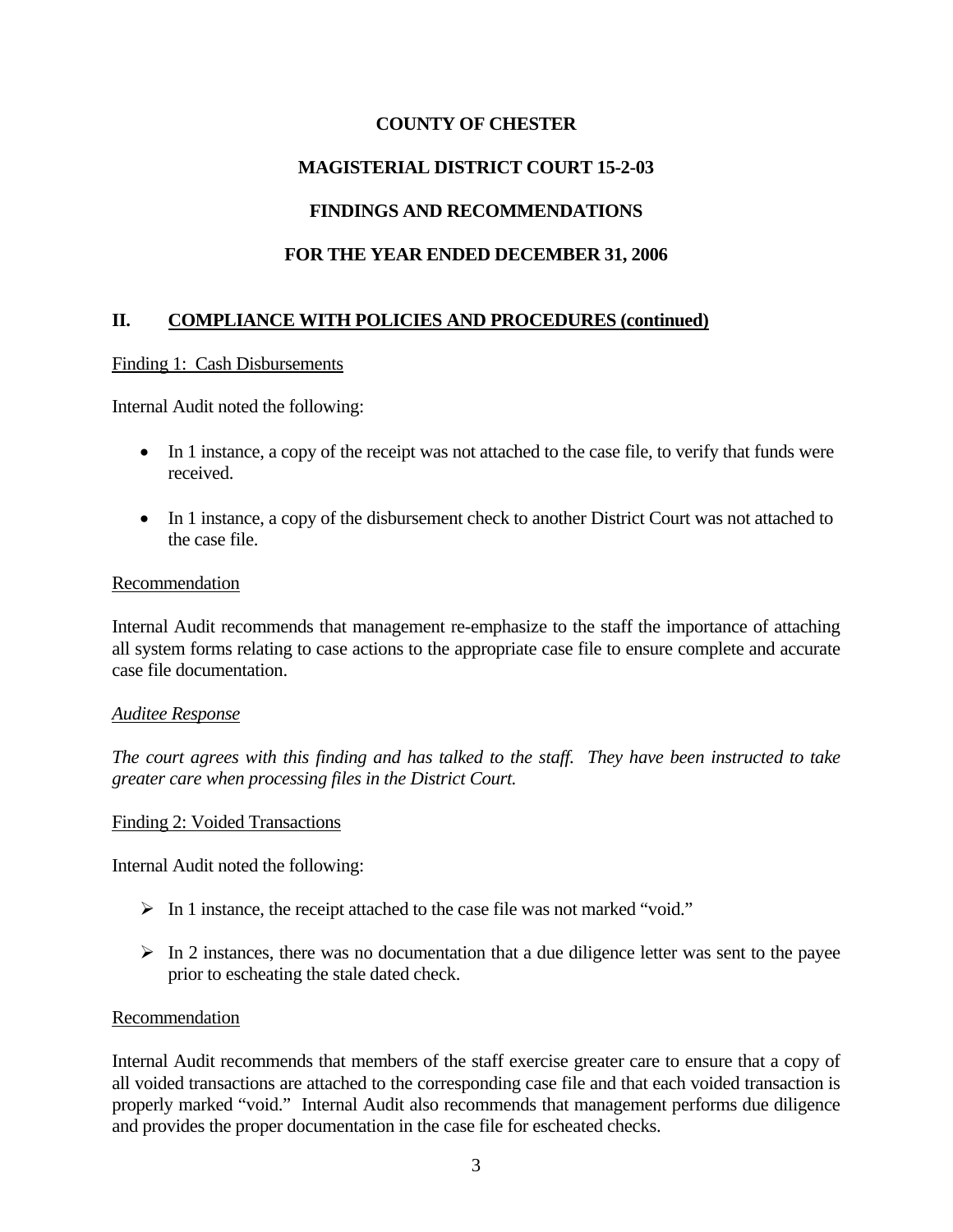**COUNTY OF CHESTER**

**MAGISTERIAL DISTRICT COURT 15-2-03**

**FINDINGS AND RECOMMENDATIONS**

**FOR THE YEAR ENDED DECEMBER 31, 2006**

## II. COMPLIANCE WITH POLICIES AND PROCEDURES (continued)

Finding 1: Cash Disbursements

Internal Audit noted the following:

- In 1 instance, a copy of the receipt was not attached to the case file, to verify that funds were received.
- In 1 instance, a copy of the disbursement check to another District Court was not attached to the case file.

Recommendation

Internal Audit recommends that management re-emphasize to the staff the importance of attaching all system forms relating to case actions to the appropriate case file to ensure complete and accurate case file documentation.

*Auditee Response*

*The court agrees with this finding and has talked to the staff. They have been instructed to take greater care when processing files in the District Court.*

Finding 2: Voided Transactions

Internal Audit noted the following:

- In 1 instance, the receipt attached to the case file was not marked "void."
- In 2 instances, there was no documentation that a due diligence letter was sent to the payee prior to escheating the stale dated check.

Recommendation

Internal Audit recommends that members of the staff exercise greater care to ensure that a copy of all voided transactions are attached to the corresponding case file and that each voided transaction is properly marked "void." Internal Audit also recommends that management performs due diligence and provides the proper documentation in the case file for escheated checks.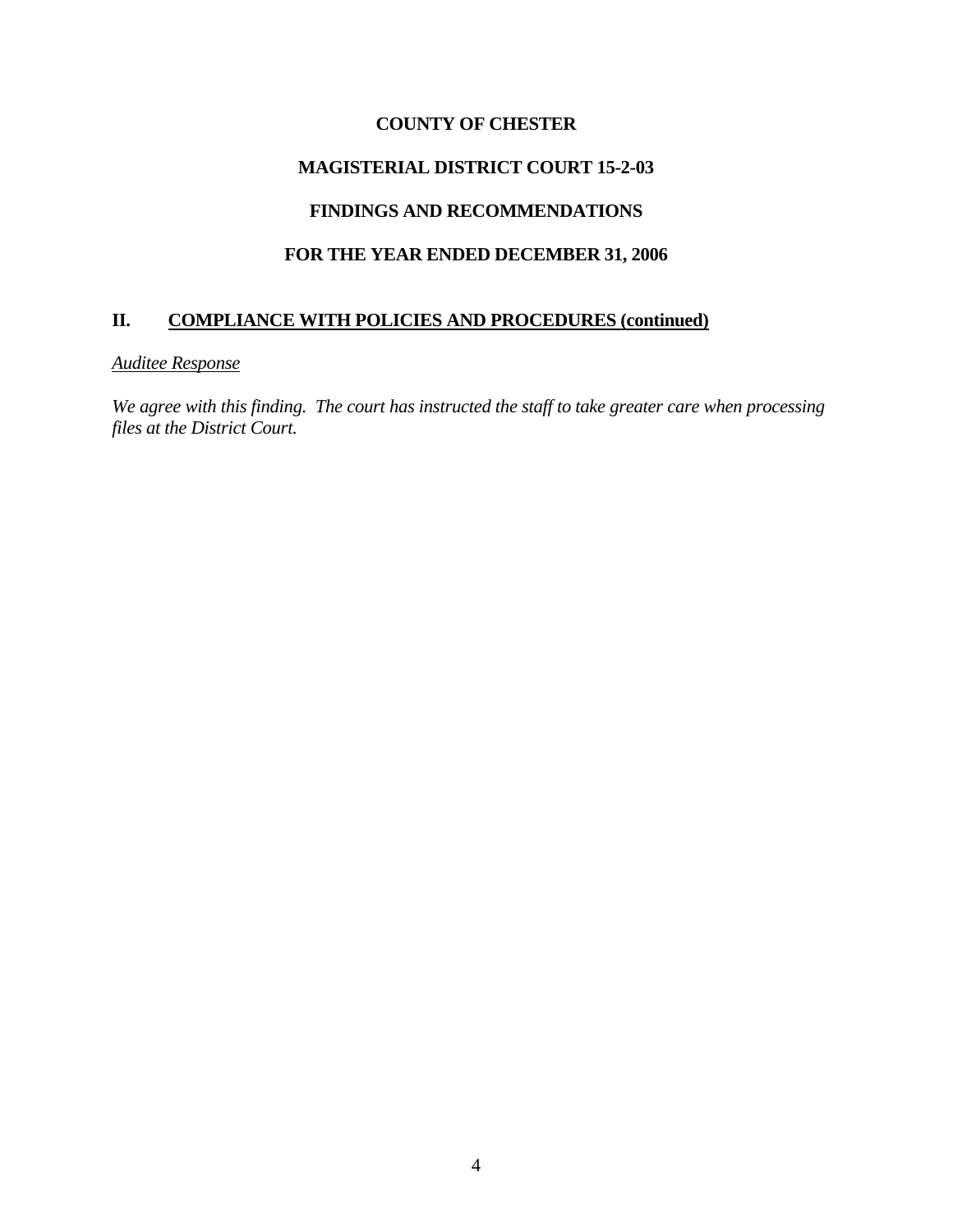**COUNTY OF CHESTER**

**MAGISTERIAL DISTRICT COURT 15-2-03**

**FINDINGS AND RECOMMENDATIONS**

**FOR THE YEAR ENDED DECEMBER 31, 2006**

## II. COMPLIANCE WITH POLICIES AND PROCEDURES (continued)

*Auditee Response*

*We agree with this finding. The court has instructed the staff to take greater care when processing files at the District Court.*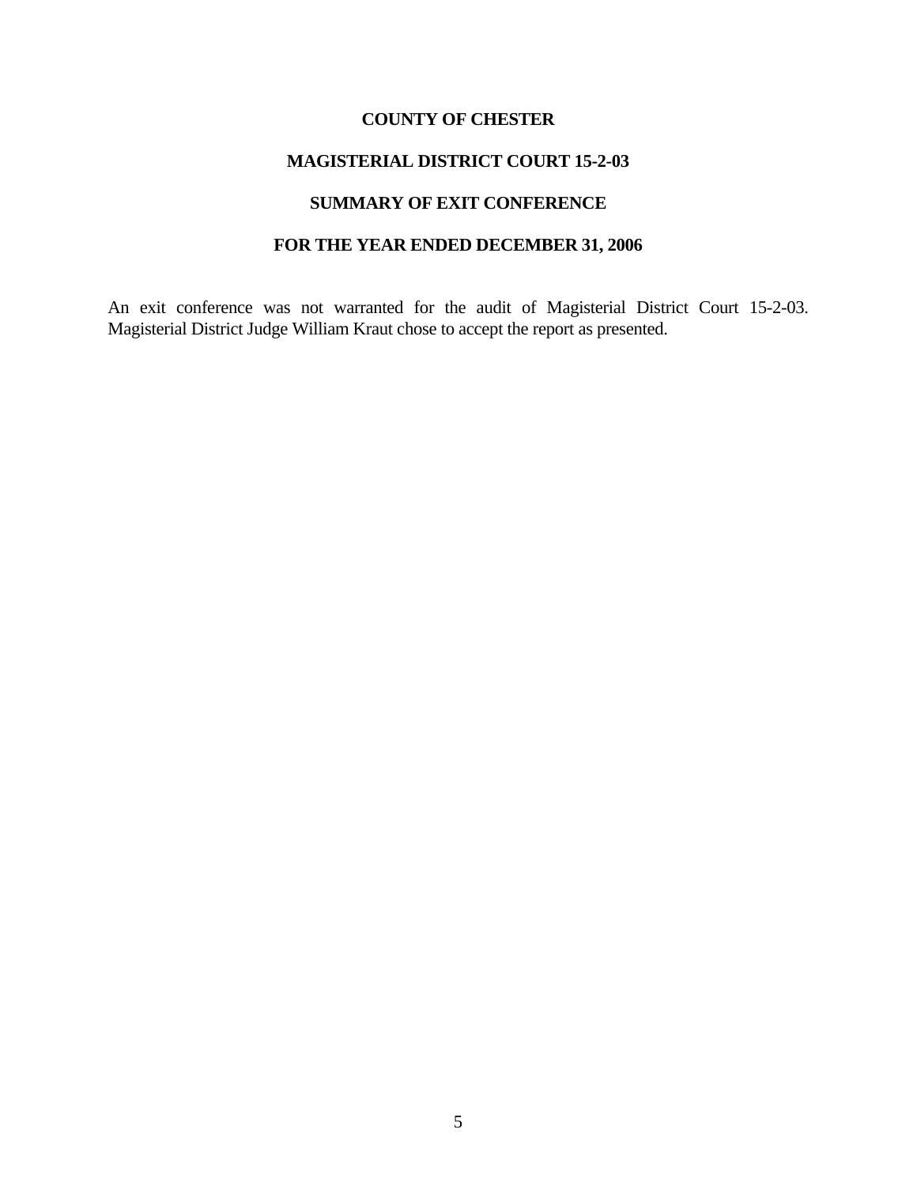**COUNTY OF CHESTER**

**MAGISTERIAL DISTRICT COURT 15-2-03**

**SUMMARY OF EXIT CONFERENCE**

**FOR THE YEAR ENDED DECEMBER 31, 2006**

An exit conference was not warranted for the audit of Magisterial District Court 15-2-03. Magisterial District Judge William Kraut chose to accept the report as presented.